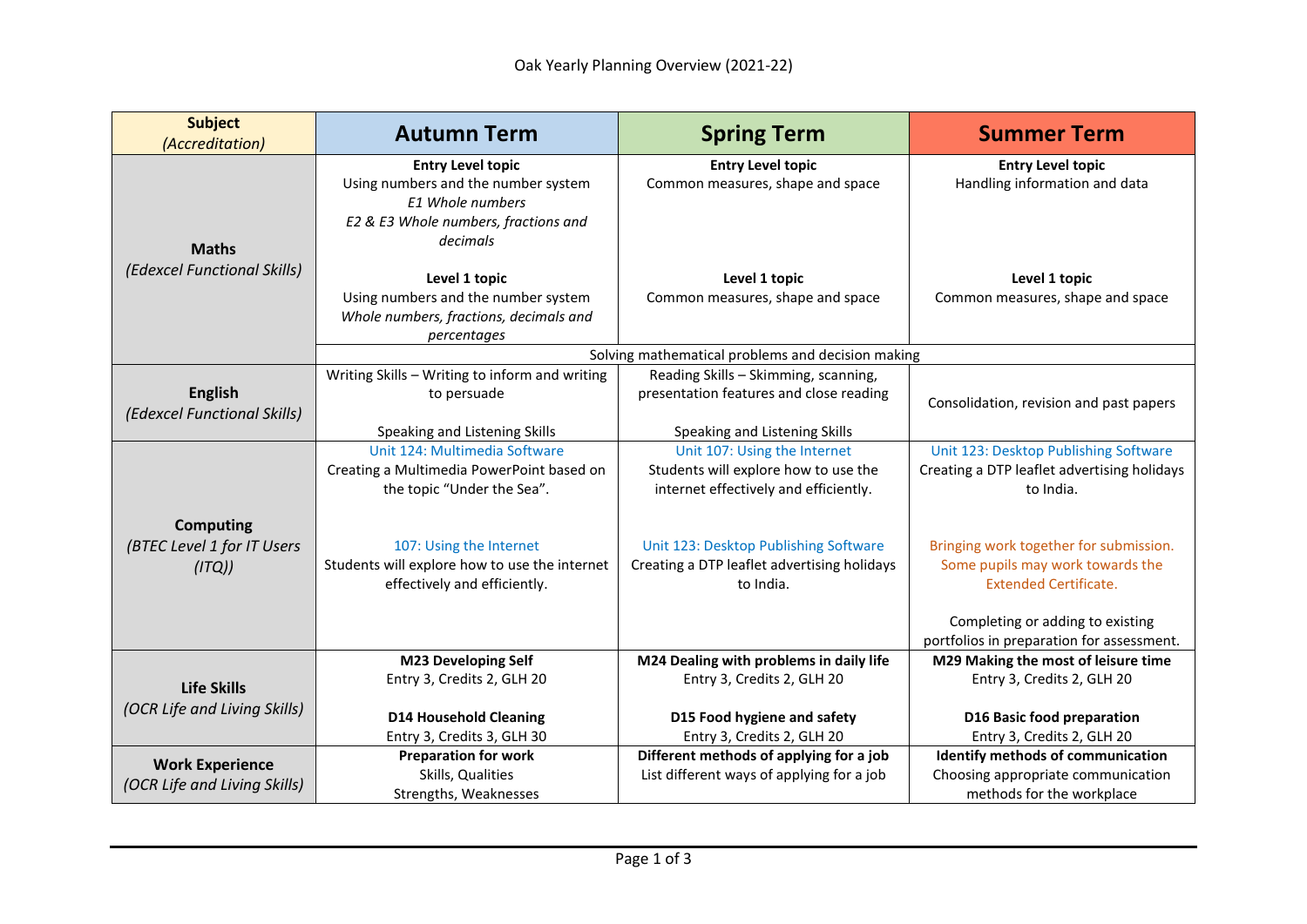# Oak Yearly Planning Overview (2021-22)

| **Subject** *(Accreditation)* | **Autumn Term** | **Spring Term** | **Summer Term** |
|---|---|---|---|
| **Maths** *(Edexcel Functional Skills)* | **Entry Level topic** Using numbers and the number system *E1 Whole numbers* *E2 & E3 Whole numbers, fractions and decimals* **Level 1 topic** Using numbers and the number system *Whole numbers, fractions, decimals and percentages* | **Entry Level topic** Common measures, shape and space **Level 1 topic** Common measures, shape and space | **Entry Level topic** Handling information and data **Level 1 topic** Common measures, shape and space |
| | Solving mathematical problems and decision making | | |
| **English** *(Edexcel Functional Skills)* | Writing Skills – Writing to inform and writing to persuade Speaking and Listening Skills | Reading Skills – Skimming, scanning, presentation features and close reading Speaking and Listening Skills | Consolidation, revision and past papers |
| **Computing** *(BTEC Level 1 for IT Users (ITQ))* | Unit 124: Multimedia Software Creating a Multimedia PowerPoint based on the topic "Under the Sea". 107: Using the Internet Students will explore how to use the internet effectively and efficiently. | Unit 107: Using the Internet Students will explore how to use the internet effectively and efficiently. Unit 123: Desktop Publishing Software Creating a DTP leaflet advertising holidays to India. | Unit 123: Desktop Publishing Software Creating a DTP leaflet advertising holidays to India. Bringing work together for submission. Some pupils may work towards the Extended Certificate. Completing or adding to existing portfolios in preparation for assessment. |
| **Life Skills** *(OCR Life and Living Skills)* | **M23 Developing Self** Entry 3, Credits 2, GLH 20 **D14 Household Cleaning** Entry 3, Credits 3, GLH 30 | **M24 Dealing with problems in daily life** Entry 3, Credits 2, GLH 20 **D15 Food hygiene and safety** Entry 3, Credits 2, GLH 20 | **M29 Making the most of leisure time** Entry 3, Credits 2, GLH 20 **D16 Basic food preparation** Entry 3, Credits 2, GLH 20 |
| **Work Experience** *(OCR Life and Living Skills)* | **Preparation for work** Skills, Qualities Strengths, Weaknesses | **Different methods of applying for a job** List different ways of applying for a job | **Identify methods of communication** Choosing appropriate communication methods for the workplace |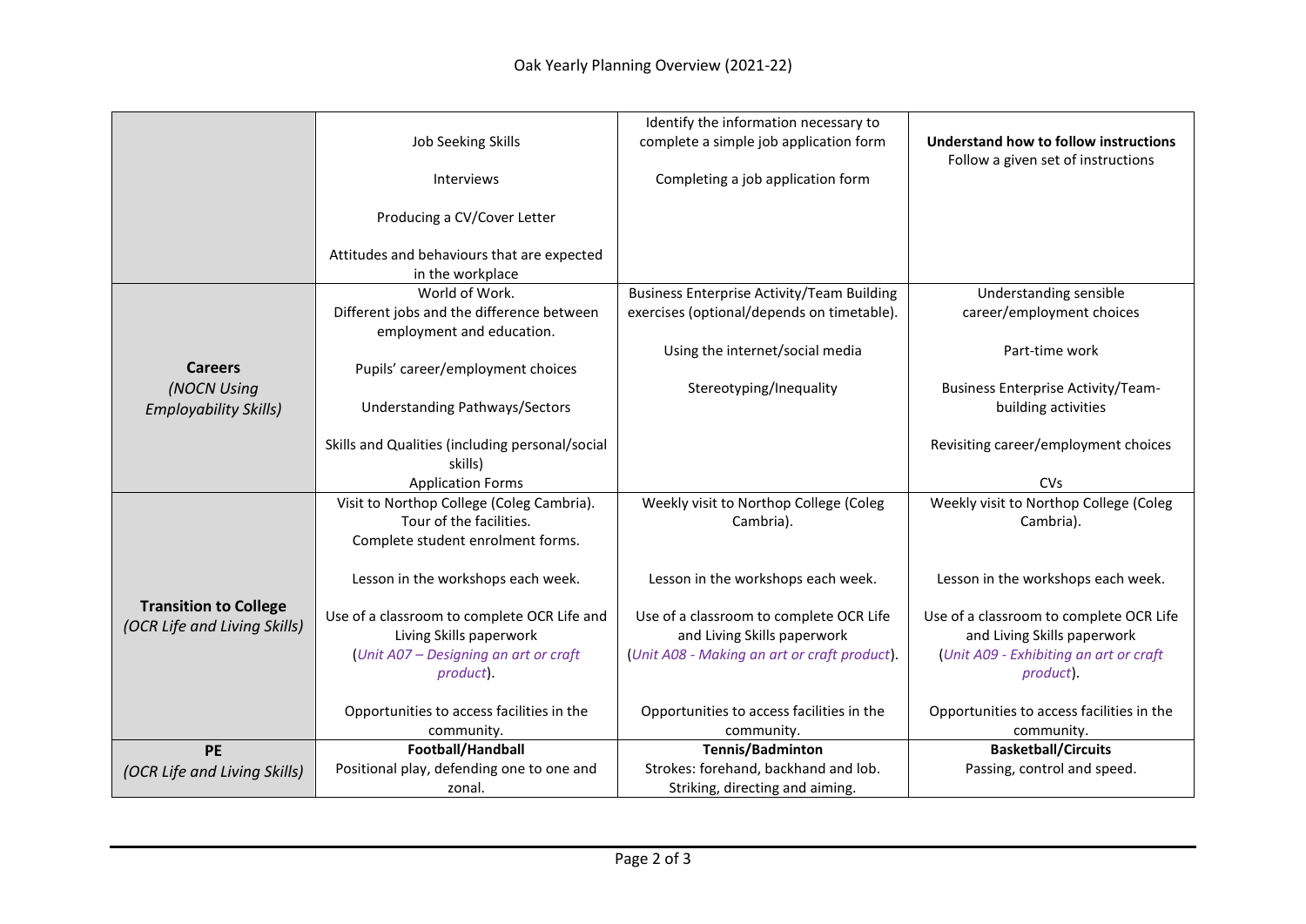# Oak Yearly Planning Overview (2021-22)

| | | | |
|---|---|---|---|
| | Job Seeking Skills<br><br>Interviews<br><br>Producing a CV/Cover Letter<br><br>Attitudes and behaviours that are expected in the workplace | Identify the information necessary to complete a simple job application form<br><br>Completing a job application form | **Understand how to follow instructions**<br>Follow a given set of instructions |
| **Careers**<br>*(NOCN Using Employability Skills)* | World of Work.<br>Different jobs and the difference between employment and education.<br><br>Pupils' career/employment choices<br><br>Understanding Pathways/Sectors<br><br>Skills and Qualities (including personal/social skills)<br>Application Forms | Business Enterprise Activity/Team Building exercises (optional/depends on timetable).<br><br>Using the internet/social media<br><br>Stereotyping/Inequality | Understanding sensible career/employment choices<br><br>Part-time work<br><br>Business Enterprise Activity/Team-building activities<br><br>Revisiting career/employment choices<br><br>CVs |
| **Transition to College**<br>*(OCR Life and Living Skills)* | Visit to Northop College (Coleg Cambria).<br>Tour of the facilities.<br>Complete student enrolment forms.<br><br>Lesson in the workshops each week.<br><br>Use of a classroom to complete OCR Life and Living Skills paperwork<br>(*Unit A07 – Designing an art or craft product*).<br><br>Opportunities to access facilities in the community. | Weekly visit to Northop College (Coleg Cambria).<br><br>Lesson in the workshops each week.<br><br>Use of a classroom to complete OCR Life and Living Skills paperwork<br>(*Unit A08 - Making an art or craft product*).<br><br>Opportunities to access facilities in the community. | Weekly visit to Northop College (Coleg Cambria).<br><br>Lesson in the workshops each week.<br><br>Use of a classroom to complete OCR Life and Living Skills paperwork<br>(*Unit A09 - Exhibiting an art or craft product*).<br><br>Opportunities to access facilities in the community. |
| **PE**<br>*(OCR Life and Living Skills)* | **Football/Handball**<br>Positional play, defending one to one and zonal. | **Tennis/Badminton**<br>Strokes: forehand, backhand and lob.<br>Striking, directing and aiming. | **Basketball/Circuits**<br>Passing, control and speed. |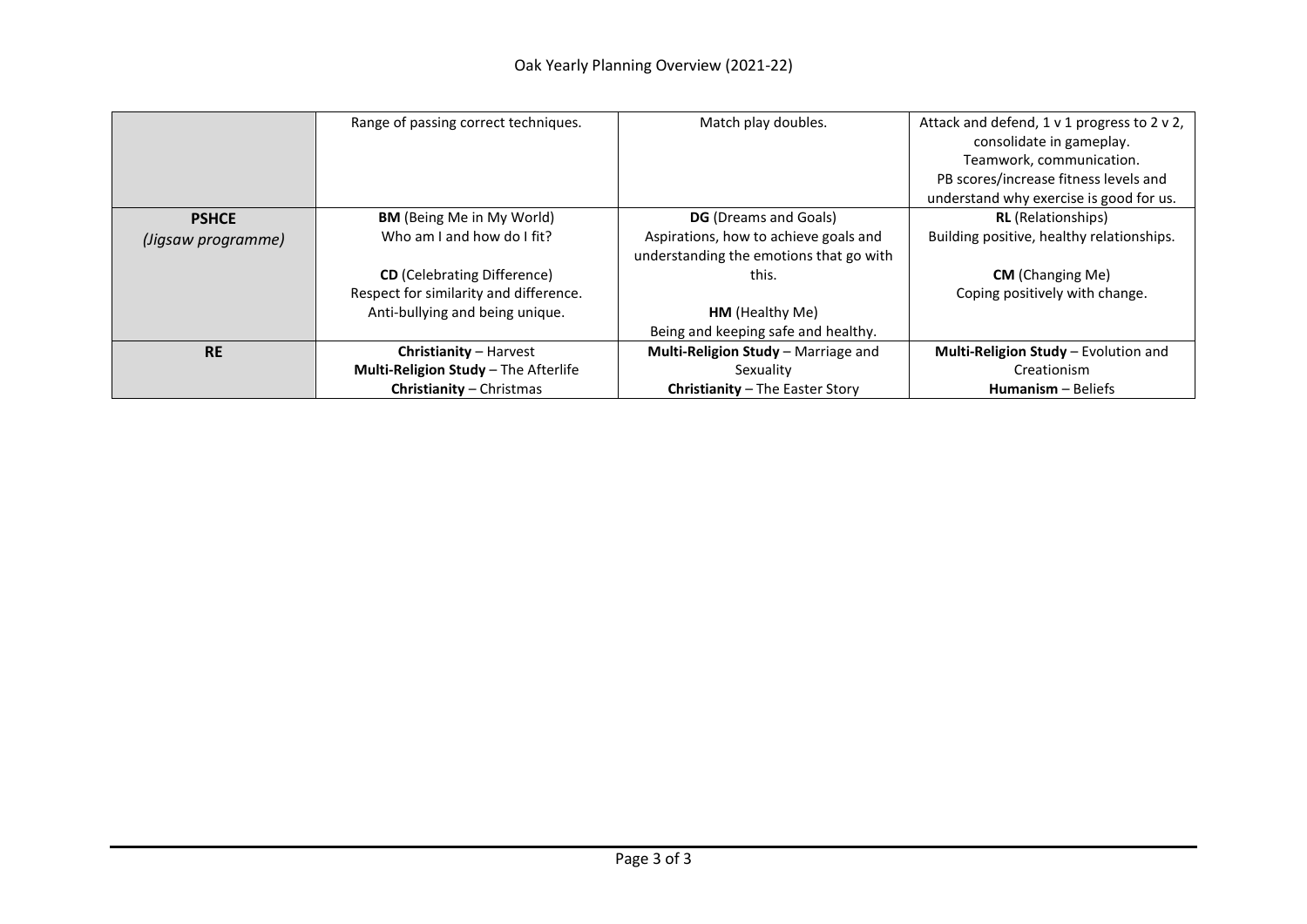Oak Yearly Planning Overview (2021-22)

| | | | |
|---|---|---|---|
| | Range of passing correct techniques. | Match play doubles. | Attack and defend, 1 v 1 progress to 2 v 2, consolidate in gameplay. Teamwork, communication. PB scores/increase fitness levels and understand why exercise is good for us. |
| **PSHCE** *(Jigsaw programme)* | **BM** (Being Me in My World) Who am I and how do I fit? **CD** (Celebrating Difference) Respect for similarity and difference. Anti-bullying and being unique. | **DG** (Dreams and Goals) Aspirations, how to achieve goals and understanding the emotions that go with this. **HM** (Healthy Me) Being and keeping safe and healthy. | **RL** (Relationships) Building positive, healthy relationships. **CM** (Changing Me) Coping positively with change. |
| **RE** | **Christianity** – Harvest **Multi-Religion Study** – The Afterlife **Christianity** – Christmas | **Multi-Religion Study** – Marriage and Sexuality **Christianity** – The Easter Story | **Multi-Religion Study** – Evolution and Creationism **Humanism** – Beliefs |